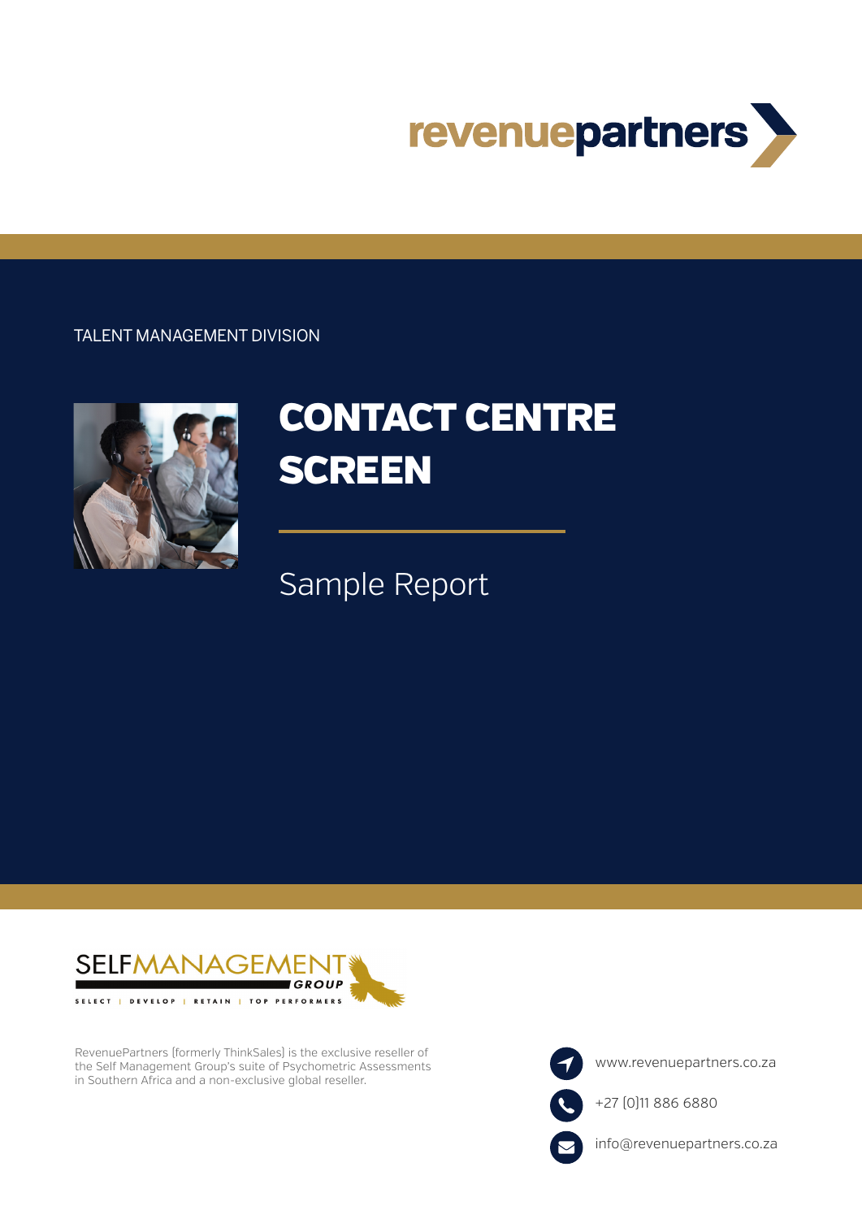revenuepartners

TALENT MANAGEMENT DIVISION

# CONTACT CENTRE SCREEN

Sample Report

SELFMANAGEMENT GROUP

SELECT | DEVELOP | RETAIN | TOP PERFORMERS

RevenuePartners (formerly ThinkSales) is the exclusive reseller of the Self Management Group's suite of Psychometric Assessments in Southern Africa and a non-exclusive global reseller.

www.revenuepartners.co.za

+27 (0)11 886 6880

info@revenuepartners.co.za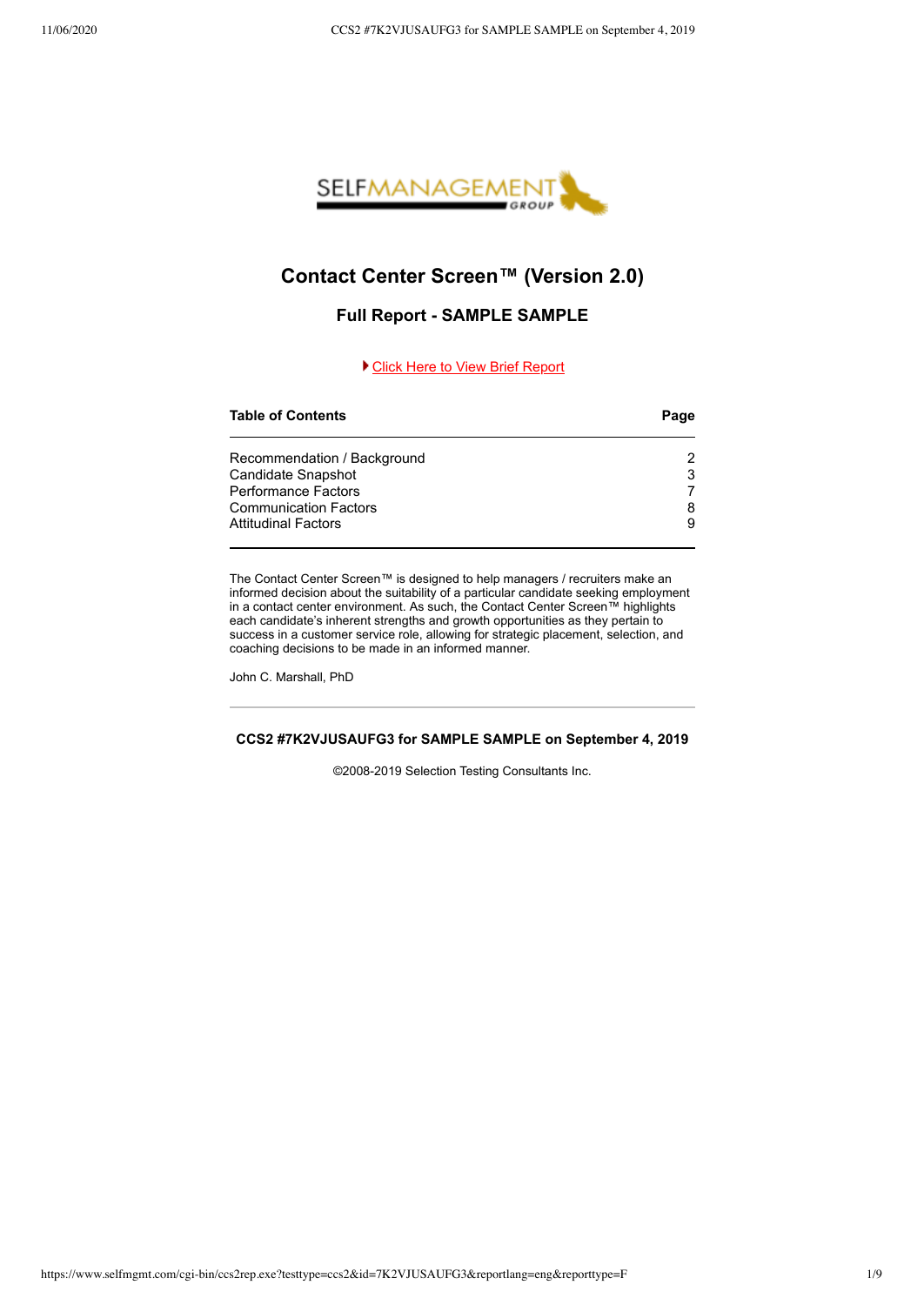SELFMANAGEMENT GROUP

# Contact Center Screen™ (Version 2.0)

## Full Report - SAMPLE SAMPLE

[Click Here to View Brief Report]

| Table of Contents | Page |
|---|---|
| Recommendation / Background | 2 |
| Candidate Snapshot | 3 |
| Performance Factors | 7 |
| Communication Factors | 8 |
| Attitudinal Factors | 9 |

The Contact Center Screen™ is designed to help managers / recruiters make an informed decision about the suitability of a particular candidate seeking employment in a contact center environment. As such, the Contact Center Screen™ highlights each candidate's inherent strengths and growth opportunities as they pertain to success in a customer service role, allowing for strategic placement, selection, and coaching decisions to be made in an informed manner.

John C. Marshall, PhD

---

**CCS2 #7K2VJUSAUFG3 for SAMPLE SAMPLE on September 4, 2019**

©2008-2019 Selection Testing Consultants Inc.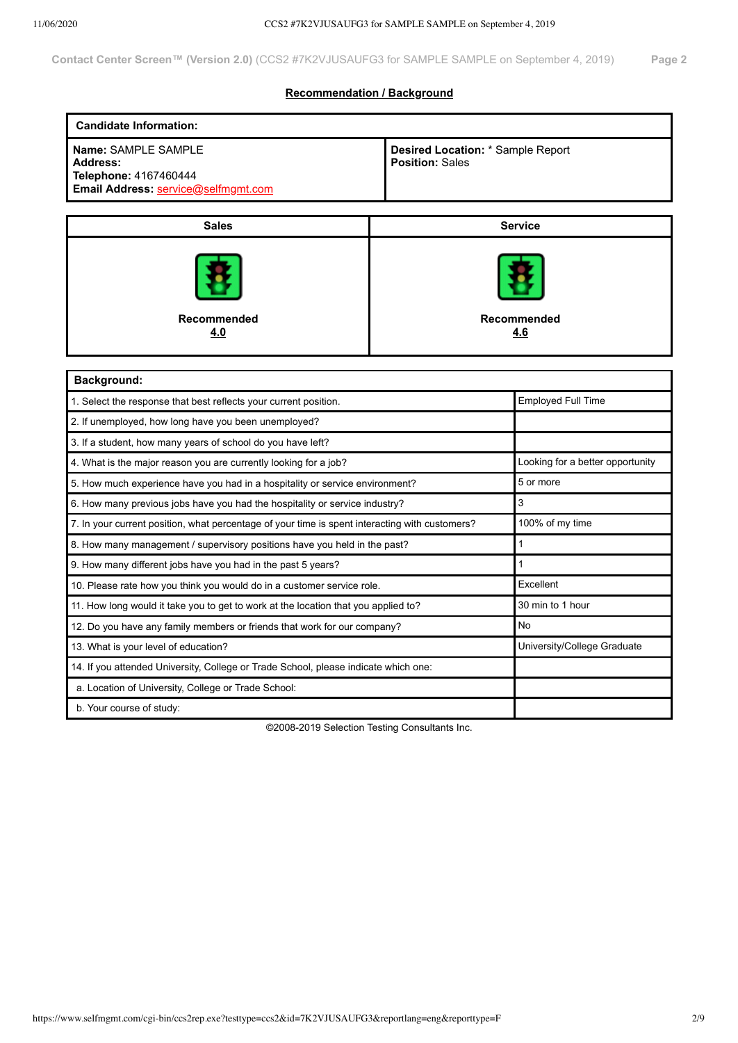## Recommendation / Background

| Candidate Information: | |
|---|---|
| **Name:** SAMPLE SAMPLE<br>**Address:**<br>**Telephone:** 4167460444<br>**Email Address:** service@selfmgmt.com | **Desired Location:** * Sample Report<br>**Position:** Sales |

| Sales | Service |
|---|---|
| **Recommended**<br>**4.0** | **Recommended**<br>**4.6** |

| Background: | |
|---|---|
| 1. Select the response that best reflects your current position. | Employed Full Time |
| 2. If unemployed, how long have you been unemployed? | |
| 3. If a student, how many years of school do you have left? | |
| 4. What is the major reason you are currently looking for a job? | Looking for a better opportunity |
| 5. How much experience have you had in a hospitality or service environment? | 5 or more |
| 6. How many previous jobs have you had the hospitality or service industry? | 3 |
| 7. In your current position, what percentage of your time is spent interacting with customers? | 100% of my time |
| 8. How many management / supervisory positions have you held in the past? | 1 |
| 9. How many different jobs have you had in the past 5 years? | 1 |
| 10. Please rate how you think you would do in a customer service role. | Excellent |
| 11. How long would it take you to get to work at the location that you applied to? | 30 min to 1 hour |
| 12. Do you have any family members or friends that work for our company? | No |
| 13. What is your level of education? | University/College Graduate |
| 14. If you attended University, College or Trade School, please indicate which one: | |
| a. Location of University, College or Trade School: | |
| b. Your course of study: | |

©2008-2019 Selection Testing Consultants Inc.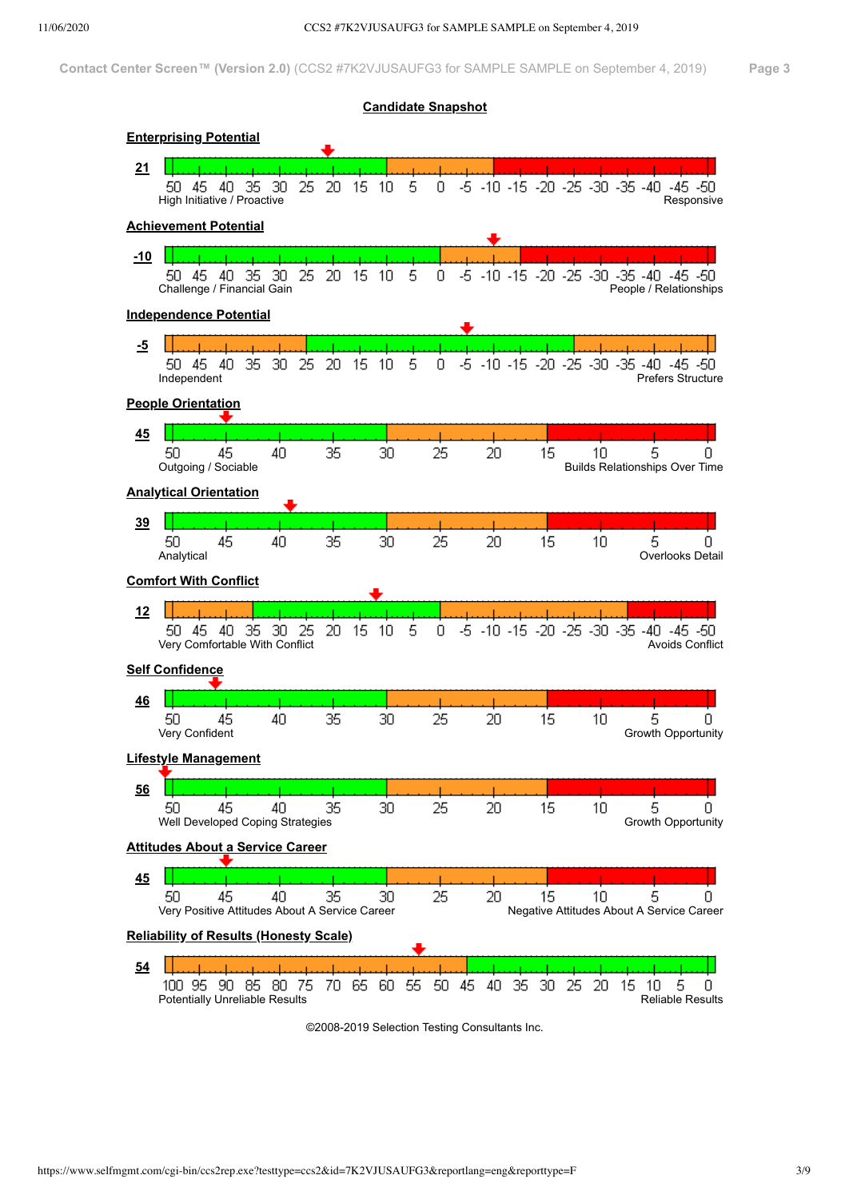Contact Center Screen™ (Version 2.0) (CCS2 #7K2VJUSAUFG3 for SAMPLE SAMPLE on September 4, 2019)

## Candidate Snapshot

### Enterprising Potential

**21**

50 45 40 35 30 25 20 15 10 5 0 -5 -10 -15 -20 -25 -30 -35 -40 -45 -50

High Initiative / Proactive — Responsive

### Achievement Potential

**-10**

50 45 40 35 30 25 20 15 10 5 0 -5 -10 -15 -20 -25 -30 -35 -40 -45 -50

Challenge / Financial Gain — People / Relationships

### Independence Potential

**-5**

50 45 40 35 30 25 20 15 10 5 0 -5 -10 -15 -20 -25 -30 -35 -40 -45 -50

Independent — Prefers Structure

### People Orientation

**45**

50 45 40 35 30 25 20 15 10 5 0

Outgoing / Sociable — Builds Relationships Over Time

### Analytical Orientation

**39**

50 45 40 35 30 25 20 15 10 5 0

Analytical — Overlooks Detail

### Comfort With Conflict

**12**

50 45 40 35 30 25 20 15 10 5 0 -5 -10 -15 -20 -25 -30 -35 -40 -45 -50

Very Comfortable With Conflict — Avoids Conflict

### Self Confidence

**46**

50 45 40 35 30 25 20 15 10 5 0

Very Confident — Growth Opportunity

### Lifestyle Management

**56**

50 45 40 35 30 25 20 15 10 5 0

Well Developed Coping Strategies — Growth Opportunity

### Attitudes About a Service Career

**45**

50 45 40 35 30 25 20 15 10 5 0

Very Positive Attitudes About A Service Career — Negative Attitudes About A Service Career

### Reliability of Results (Honesty Scale)

**54**

100 95 90 85 80 75 70 65 60 55 50 45 40 35 30 25 20 15 10 5 0

Potentially Unreliable Results — Reliable Results

©2008-2019 Selection Testing Consultants Inc.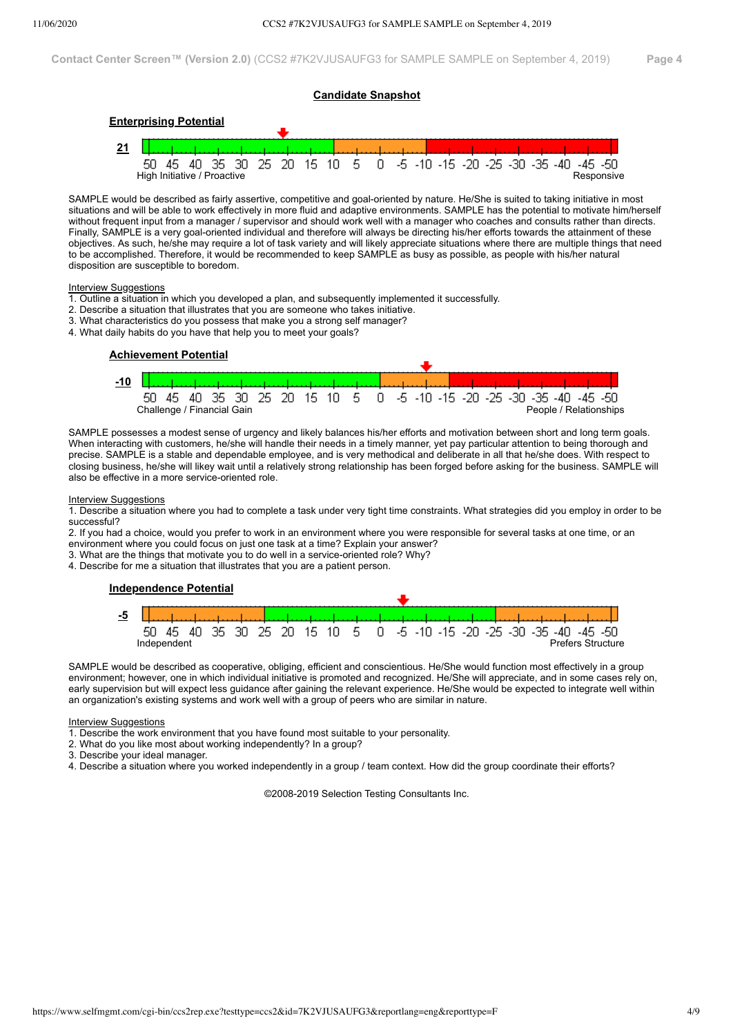## Candidate Snapshot

### Enterprising Potential

**21**

50 45 40 35 30 25 20 15 10 5 0 -5 -10 -15 -20 -25 -30 -35 -40 -45 -50

High Initiative / Proactive — Responsive

SAMPLE would be described as fairly assertive, competitive and goal-oriented by nature. He/She is suited to taking initiative in most situations and will be able to work effectively in more fluid and adaptive environments. SAMPLE has the potential to motivate him/herself without frequent input from a manager / supervisor and should work well with a manager who coaches and consults rather than directs. Finally, SAMPLE is a very goal-oriented individual and therefore will always be directing his/her efforts towards the attainment of these objectives. As such, he/she may require a lot of task variety and will likely appreciate situations where there are multiple things that need to be accomplished. Therefore, it would be recommended to keep SAMPLE as busy as possible, as people with his/her natural disposition are susceptible to boredom.

Interview Suggestions

1. Outline a situation in which you developed a plan, and subsequently implemented it successfully.
2. Describe a situation that illustrates that you are someone who takes initiative.
3. What characteristics do you possess that make you a strong self manager?
4. What daily habits do you have that help you to meet your goals?

### Achievement Potential

**-10**

50 45 40 35 30 25 20 15 10 5 0 -5 -10 -15 -20 -25 -30 -35 -40 -45 -50

Challenge / Financial Gain — People / Relationships

SAMPLE possesses a modest sense of urgency and likely balances his/her efforts and motivation between short and long term goals. When interacting with customers, he/she will handle their needs in a timely manner, yet pay particular attention to being thorough and precise. SAMPLE is a stable and dependable employee, and is very methodical and deliberate in all that he/she does. With respect to closing business, he/she will likey wait until a relatively strong relationship has been forged before asking for the business. SAMPLE will also be effective in a more service-oriented role.

Interview Suggestions

1. Describe a situation where you had to complete a task under very tight time constraints. What strategies did you employ in order to be successful?
2. If you had a choice, would you prefer to work in an environment where you were responsible for several tasks at one time, or an environment where you could focus on just one task at a time? Explain your answer?
3. What are the things that motivate you to do well in a service-oriented role? Why?
4. Describe for me a situation that illustrates that you are a patient person.

### Independence Potential

**-5**

50 45 40 35 30 25 20 15 10 5 0 -5 -10 -15 -20 -25 -30 -35 -40 -45 -50

Independent — Prefers Structure

SAMPLE would be described as cooperative, obliging, efficient and conscientious. He/She would function most effectively in a group environment; however, one in which individual initiative is promoted and recognized. He/She will appreciate, and in some cases rely on, early supervision but will expect less guidance after gaining the relevant experience. He/She would be expected to integrate well within an organization's existing systems and work well with a group of peers who are similar in nature.

Interview Suggestions

1. Describe the work environment that you have found most suitable to your personality.
2. What do you like most about working independently? In a group?
3. Describe your ideal manager.
4. Describe a situation where you worked independently in a group / team context. How did the group coordinate their efforts?

©2008-2019 Selection Testing Consultants Inc.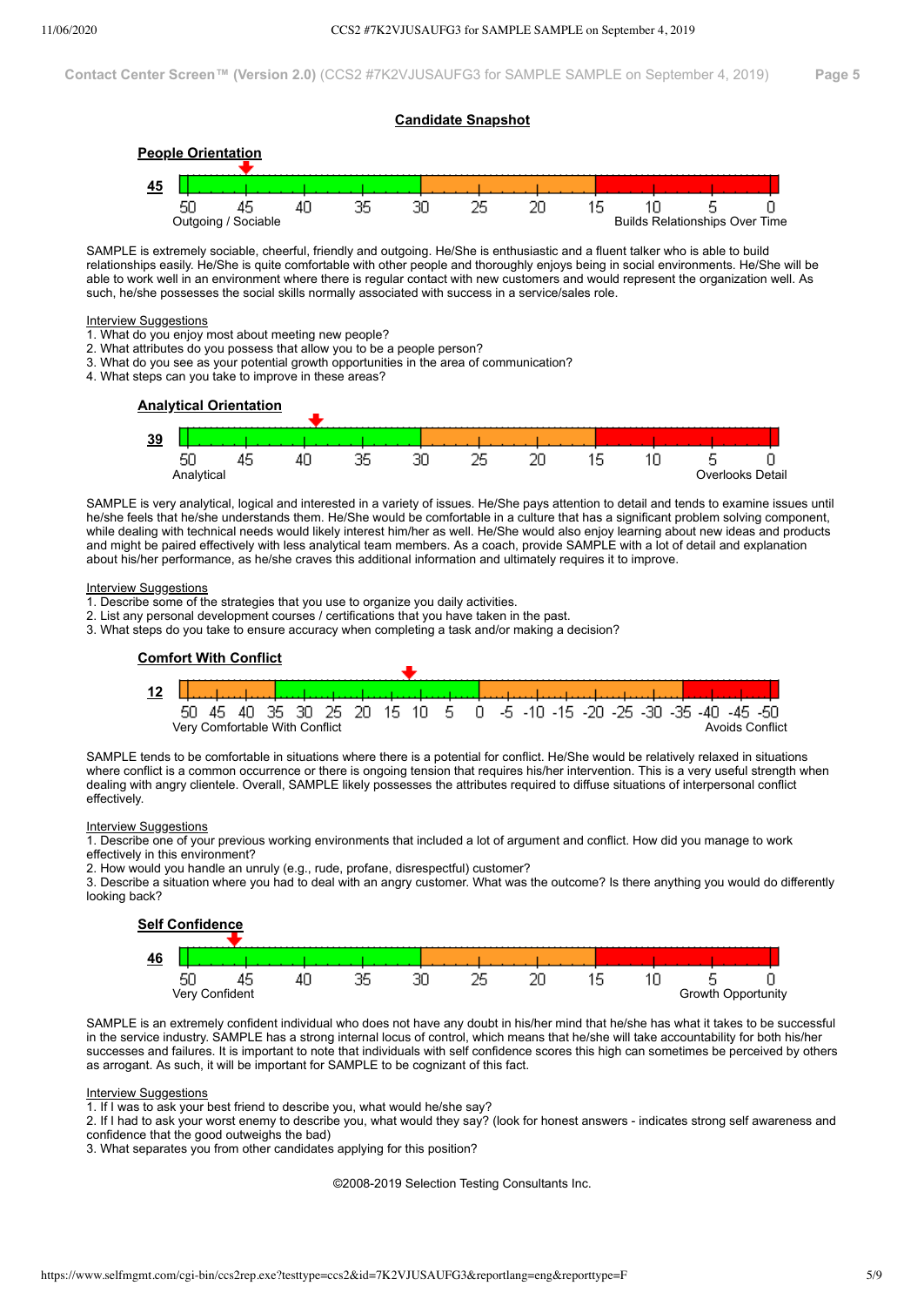Contact Center Screen™ (Version 2.0) (CCS2 #7K2VJUSAUFG3 for SAMPLE SAMPLE on September 4, 2019)

## Candidate Snapshot

### People Orientation

**45**

50 45 40 35 30 25 20 15 10 5 0

Outgoing / Sociable — Builds Relationships Over Time

SAMPLE is extremely sociable, cheerful, friendly and outgoing. He/She is enthusiastic and a fluent talker who is able to build relationships easily. He/She is quite comfortable with other people and thoroughly enjoys being in social environments. He/She will be able to work well in an environment where there is regular contact with new customers and would represent the organization well. As such, he/she possesses the social skills normally associated with success in a service/sales role.

Interview Suggestions

1. What do you enjoy most about meeting new people?
2. What attributes do you possess that allow you to be a people person?
3. What do you see as your potential growth opportunities in the area of communication?
4. What steps can you take to improve in these areas?

### Analytical Orientation

**39**

50 45 40 35 30 25 20 15 10 5 0

Analytical — Overlooks Detail

SAMPLE is very analytical, logical and interested in a variety of issues. He/She pays attention to detail and tends to examine issues until he/she feels that he/she understands them. He/She would be comfortable in a culture that has a significant problem solving component, while dealing with technical needs would likely interest him/her as well. He/She would also enjoy learning about new ideas and products and might be paired effectively with less analytical team members. As a coach, provide SAMPLE with a lot of detail and explanation about his/her performance, as he/she craves this additional information and ultimately requires it to improve.

Interview Suggestions

1. Describe some of the strategies that you use to organize you daily activities.
2. List any personal development courses / certifications that you have taken in the past.
3. What steps do you take to ensure accuracy when completing a task and/or making a decision?

### Comfort With Conflict

**12**

50 45 40 35 30 25 20 15 10 5 0 -5 -10 -15 -20 -25 -30 -35 -40 -45 -50

Very Comfortable With Conflict — Avoids Conflict

SAMPLE tends to be comfortable in situations where there is a potential for conflict. He/She would be relatively relaxed in situations where conflict is a common occurrence or there is ongoing tension that requires his/her intervention. This is a very useful strength when dealing with angry clientele. Overall, SAMPLE likely possesses the attributes required to diffuse situations of interpersonal conflict effectively.

Interview Suggestions

1. Describe one of your previous working environments that included a lot of argument and conflict. How did you manage to work effectively in this environment?
2. How would you handle an unruly (e.g., rude, profane, disrespectful) customer?
3. Describe a situation where you had to deal with an angry customer. What was the outcome? Is there anything you would do differently looking back?

### Self Confidence

**46**

50 45 40 35 30 25 20 15 10 5 0

Very Confident — Growth Opportunity

SAMPLE is an extremely confident individual who does not have any doubt in his/her mind that he/she has what it takes to be successful in the service industry. SAMPLE has a strong internal locus of control, which means that he/she will take accountability for both his/her successes and failures. It is important to note that individuals with self confidence scores this high can sometimes be perceived by others as arrogant. As such, it will be important for SAMPLE to be cognizant of this fact.

Interview Suggestions

1. If I was to ask your best friend to describe you, what would he/she say?
2. If I had to ask your worst enemy to describe you, what would they say? (look for honest answers - indicates strong self awareness and confidence that the good outweighs the bad)
3. What separates you from other candidates applying for this position?

©2008-2019 Selection Testing Consultants Inc.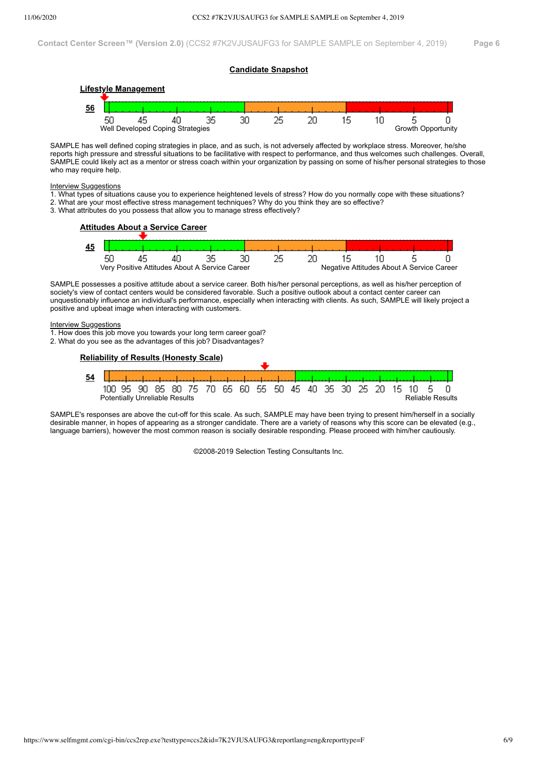Contact Center Screen™ (Version 2.0) (CCS2 #7K2VJUSAUFG3 for SAMPLE SAMPLE on September 4, 2019)

## Candidate Snapshot

### Lifestyle Management

**56**

50 45 40 35 30 25 20 15 10 5 0

Well Developed Coping Strategies — Growth Opportunity

SAMPLE has well defined coping strategies in place, and as such, is not adversely affected by workplace stress. Moreover, he/she reports high pressure and stressful situations to be facilitative with respect to performance, and thus welcomes such challenges. Overall, SAMPLE could likely act as a mentor or stress coach within your organization by passing on some of his/her personal strategies to those who may require help.

Interview Suggestions

1. What types of situations cause you to experience heightened levels of stress? How do you normally cope with these situations?
2. What are your most effective stress management techniques? Why do you think they are so effective?
3. What attributes do you possess that allow you to manage stress effectively?

### Attitudes About a Service Career

**45**

50 45 40 35 30 25 20 15 10 5 0

Very Positive Attitudes About A Service Career — Negative Attitudes About A Service Career

SAMPLE possesses a positive attitude about a service career. Both his/her personal perceptions, as well as his/her perception of society's view of contact centers would be considered favorable. Such a positive outlook about a contact center career can unquestionably influence an individual's performance, especially when interacting with clients. As such, SAMPLE will likely project a positive and upbeat image when interacting with customers.

Interview Suggestions

1. How does this job move you towards your long term career goal?
2. What do you see as the advantages of this job? Disadvantages?

### Reliability of Results (Honesty Scale)

**54**

100 95 90 85 80 75 70 65 60 55 50 45 40 35 30 25 20 15 10 5 0

Potentially Unreliable Results — Reliable Results

SAMPLE's responses are above the cut-off for this scale. As such, SAMPLE may have been trying to present him/herself in a socially desirable manner, in hopes of appearing as a stronger candidate. There are a variety of reasons why this score can be elevated (e.g., language barriers), however the most common reason is socially desirable responding. Please proceed with him/her cautiously.

©2008-2019 Selection Testing Consultants Inc.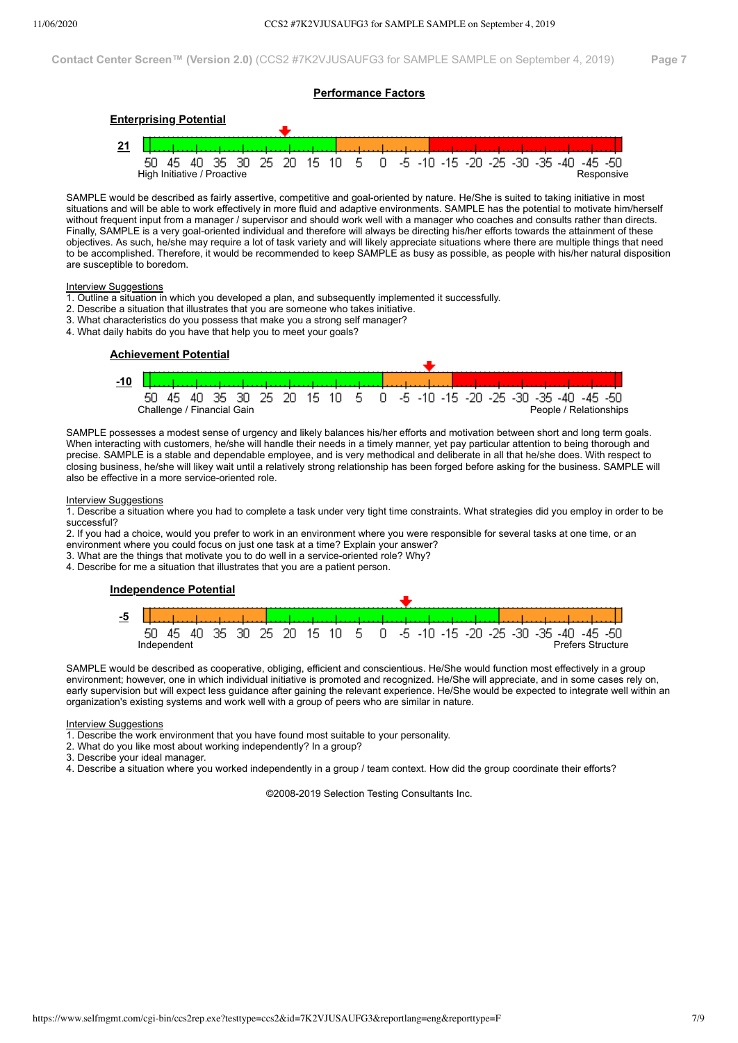## Performance Factors

### Enterprising Potential

**21**

50 45 40 35 30 25 20 15 10 5 0 -5 -10 -15 -20 -25 -30 -35 -40 -45 -50

High Initiative / Proactive — Responsive

SAMPLE would be described as fairly assertive, competitive and goal-oriented by nature. He/She is suited to taking initiative in most situations and will be able to work effectively in more fluid and adaptive environments. SAMPLE has the potential to motivate him/herself without frequent input from a manager / supervisor and should work well with a manager who coaches and consults rather than directs. Finally, SAMPLE is a very goal-oriented individual and therefore will always be directing his/her efforts towards the attainment of these objectives. As such, he/she may require a lot of task variety and will likely appreciate situations where there are multiple things that need to be accomplished. Therefore, it would be recommended to keep SAMPLE as busy as possible, as people with his/her natural disposition are susceptible to boredom.

Interview Suggestions

1. Outline a situation in which you developed a plan, and subsequently implemented it successfully.
2. Describe a situation that illustrates that you are someone who takes initiative.
3. What characteristics do you possess that make you a strong self manager?
4. What daily habits do you have that help you to meet your goals?

### Achievement Potential

**-10**

50 45 40 35 30 25 20 15 10 5 0 -5 -10 -15 -20 -25 -30 -35 -40 -45 -50

Challenge / Financial Gain — People / Relationships

SAMPLE possesses a modest sense of urgency and likely balances his/her efforts and motivation between short and long term goals. When interacting with customers, he/she will handle their needs in a timely manner, yet pay particular attention to being thorough and precise. SAMPLE is a stable and dependable employee, and is very methodical and deliberate in all that he/she does. With respect to closing business, he/she will likey wait until a relatively strong relationship has been forged before asking for the business. SAMPLE will also be effective in a more service-oriented role.

Interview Suggestions

1. Describe a situation where you had to complete a task under very tight time constraints. What strategies did you employ in order to be successful?
2. If you had a choice, would you prefer to work in an environment where you were responsible for several tasks at one time, or an environment where you could focus on just one task at a time? Explain your answer?
3. What are the things that motivate you to do well in a service-oriented role? Why?
4. Describe for me a situation that illustrates that you are a patient person.

### Independence Potential

**-5**

50 45 40 35 30 25 20 15 10 5 0 -5 -10 -15 -20 -25 -30 -35 -40 -45 -50

Independent — Prefers Structure

SAMPLE would be described as cooperative, obliging, efficient and conscientious. He/She would function most effectively in a group environment; however, one in which individual initiative is promoted and recognized. He/She will appreciate, and in some cases rely on, early supervision but will expect less guidance after gaining the relevant experience. He/She would be expected to integrate well within an organization's existing systems and work well with a group of peers who are similar in nature.

Interview Suggestions

1. Describe the work environment that you have found most suitable to your personality.
2. What do you like most about working independently? In a group?
3. Describe your ideal manager.
4. Describe a situation where you worked independently in a group / team context. How did the group coordinate their efforts?

©2008-2019 Selection Testing Consultants Inc.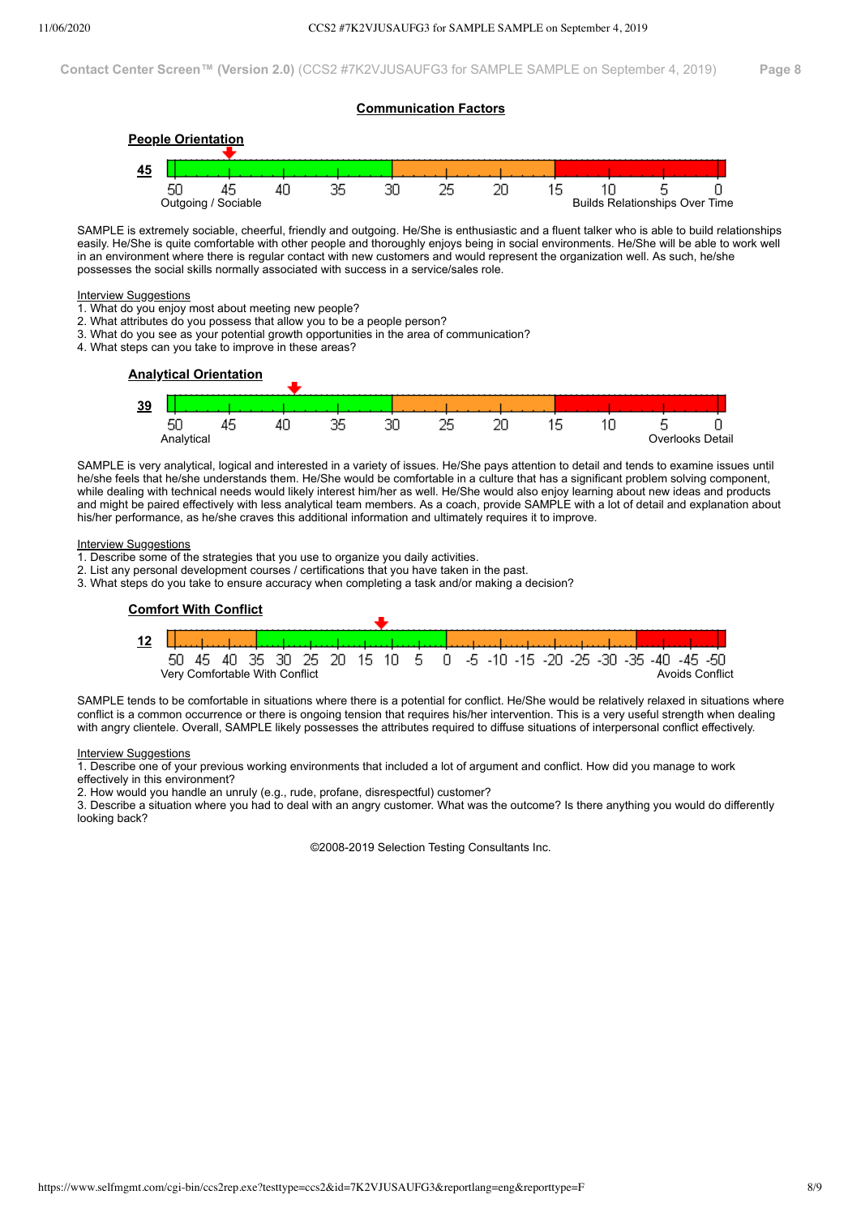**Contact Center Screen™ (Version 2.0)** (CCS2 #7K2VJUSAUFG3 for SAMPLE SAMPLE on September 4, 2019)

## Communication Factors

### People Orientation

**45**

50 45 40 35 30 25 20 15 10 5 0

Outgoing / Sociable — Builds Relationships Over Time

SAMPLE is extremely sociable, cheerful, friendly and outgoing. He/She is enthusiastic and a fluent talker who is able to build relationships easily. He/She is quite comfortable with other people and thoroughly enjoys being in social environments. He/She will be able to work well in an environment where there is regular contact with new customers and would represent the organization well. As such, he/she possesses the social skills normally associated with success in a service/sales role.

Interview Suggestions

1. What do you enjoy most about meeting new people?
2. What attributes do you possess that allow you to be a people person?
3. What do you see as your potential growth opportunities in the area of communication?
4. What steps can you take to improve in these areas?

### Analytical Orientation

**39**

50 45 40 35 30 25 20 15 10 5 0

Analytical — Overlooks Detail

SAMPLE is very analytical, logical and interested in a variety of issues. He/She pays attention to detail and tends to examine issues until he/she feels that he/she understands them. He/She would be comfortable in a culture that has a significant problem solving component, while dealing with technical needs would likely interest him/her as well. He/She would also enjoy learning about new ideas and products and might be paired effectively with less analytical team members. As a coach, provide SAMPLE with a lot of detail and explanation about his/her performance, as he/she craves this additional information and ultimately requires it to improve.

Interview Suggestions

1. Describe some of the strategies that you use to organize you daily activities.
2. List any personal development courses / certifications that you have taken in the past.
3. What steps do you take to ensure accuracy when completing a task and/or making a decision?

### Comfort With Conflict

**12**

50 45 40 35 30 25 20 15 10 5 0 -5 -10 -15 -20 -25 -30 -35 -40 -45 -50

Very Comfortable With Conflict — Avoids Conflict

SAMPLE tends to be comfortable in situations where there is a potential for conflict. He/She would be relatively relaxed in situations where conflict is a common occurrence or there is ongoing tension that requires his/her intervention. This is a very useful strength when dealing with angry clientele. Overall, SAMPLE likely possesses the attributes required to diffuse situations of interpersonal conflict effectively.

Interview Suggestions

1. Describe one of your previous working environments that included a lot of argument and conflict. How did you manage to work effectively in this environment?
2. How would you handle an unruly (e.g., rude, profane, disrespectful) customer?
3. Describe a situation where you had to deal with an angry customer. What was the outcome? Is there anything you would do differently looking back?

©2008-2019 Selection Testing Consultants Inc.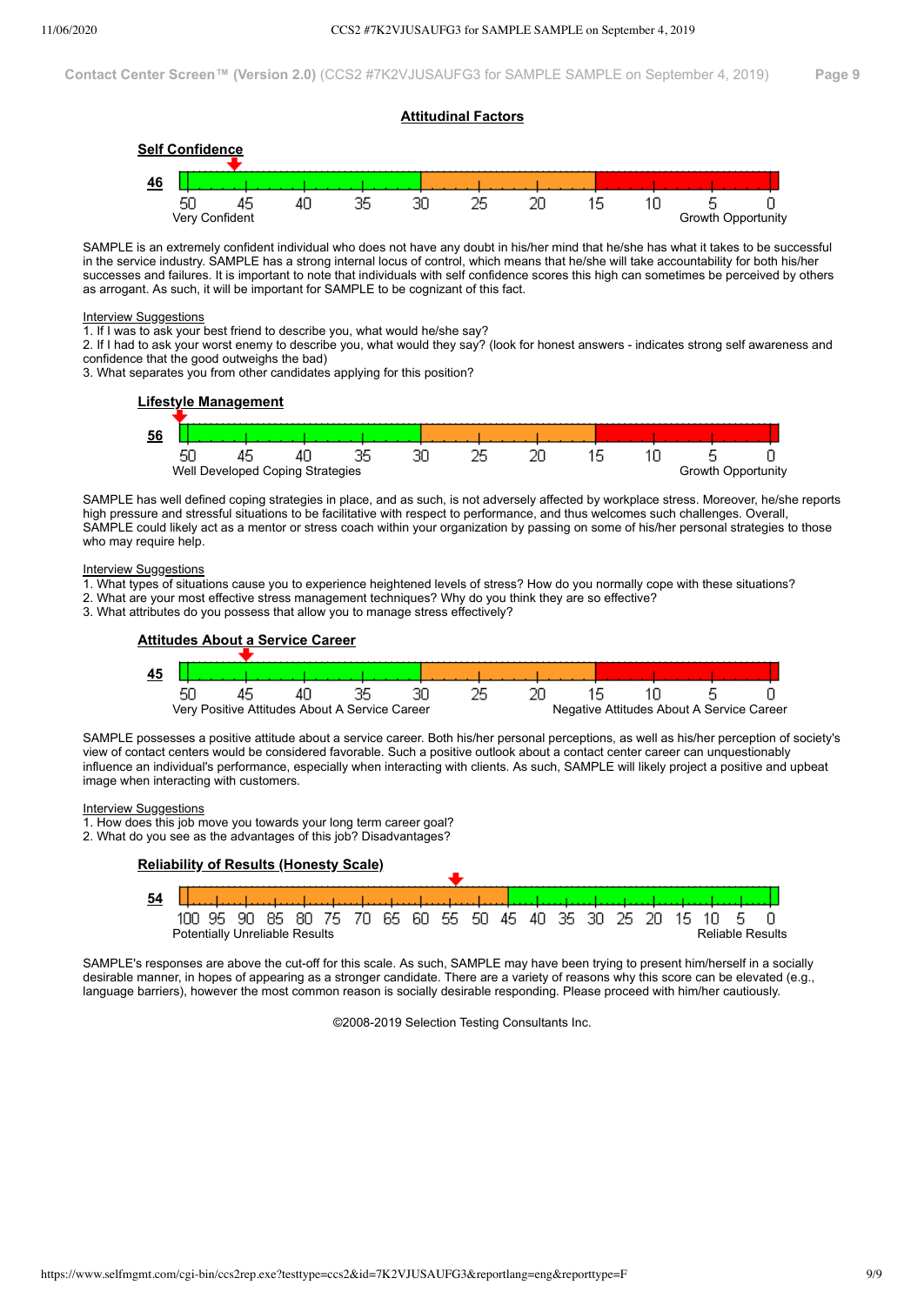## Attitudinal Factors

### Self Confidence

**46**

50 45 40 35 30 25 20 15 10 5 0

Very Confident

Growth Opportunity

SAMPLE is an extremely confident individual who does not have any doubt in his/her mind that he/she has what it takes to be successful in the service industry. SAMPLE has a strong internal locus of control, which means that he/she will take accountability for both his/her successes and failures. It is important to note that individuals with self confidence scores this high can sometimes be perceived by others as arrogant. As such, it will be important for SAMPLE to be cognizant of this fact.

Interview Suggestions

1. If I was to ask your best friend to describe you, what would he/she say?
2. If I had to ask your worst enemy to describe you, what would they say? (look for honest answers - indicates strong self awareness and confidence that the good outweighs the bad)
3. What separates you from other candidates applying for this position?

### Lifestyle Management

**56**

50 45 40 35 30 25 20 15 10 5 0

Well Developed Coping Strategies

Growth Opportunity

SAMPLE has well defined coping strategies in place, and as such, is not adversely affected by workplace stress. Moreover, he/she reports high pressure and stressful situations to be facilitative with respect to performance, and thus welcomes such challenges. Overall, SAMPLE could likely act as a mentor or stress coach within your organization by passing on some of his/her personal strategies to those who may require help.

Interview Suggestions

1. What types of situations cause you to experience heightened levels of stress? How do you normally cope with these situations?
2. What are your most effective stress management techniques? Why do you think they are so effective?
3. What attributes do you possess that allow you to manage stress effectively?

### Attitudes About a Service Career

**45**

50 45 40 35 30 25 20 15 10 5 0

Very Positive Attitudes About A Service Career

Negative Attitudes About A Service Career

SAMPLE possesses a positive attitude about a service career. Both his/her personal perceptions, as well as his/her perception of society's view of contact centers would be considered favorable. Such a positive outlook about a contact center career can unquestionably influence an individual's performance, especially when interacting with clients. As such, SAMPLE will likely project a positive and upbeat image when interacting with customers.

Interview Suggestions

1. How does this job move you towards your long term career goal?
2. What do you see as the advantages of this job? Disadvantages?

### Reliability of Results (Honesty Scale)

**54**

100 95 90 85 80 75 70 65 60 55 50 45 40 35 30 25 20 15 10 5 0

Potentially Unreliable Results

Reliable Results

SAMPLE's responses are above the cut-off for this scale. As such, SAMPLE may have been trying to present him/herself in a socially desirable manner, in hopes of appearing as a stronger candidate. There are a variety of reasons why this score can be elevated (e.g., language barriers), however the most common reason is socially desirable responding. Please proceed with him/her cautiously.

©2008-2019 Selection Testing Consultants Inc.